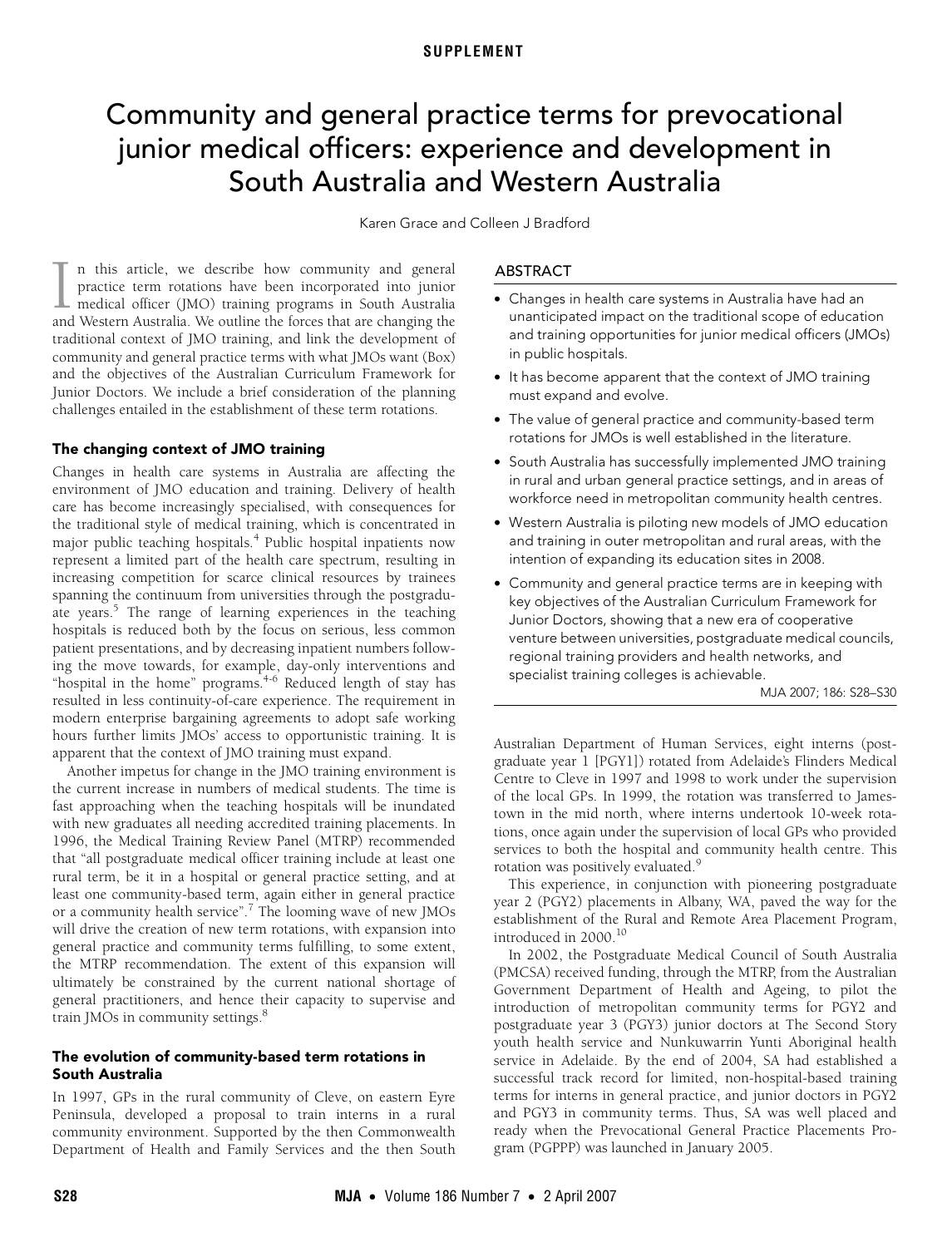SUPPLEMENT

# Community and general practice terms for prevocational junior medical officers: experience and development in South Australia and Western Australia

Karen Grace and Colleen J Bradford

## ABSTRACT

- Changes in health care systems in Australia have had an unanticipated impact on the traditional scope of education and training opportunities for junior medical officers (JMOs) in public hospitals.
- It has become apparent that the context of JMO training must expand and evolve.
- The value of general practice and community-based term rotations for JMOs is well established in the literature.
- South Australia has successfully implemented JMO training in rural and urban general practice settings, and in areas of workforce need in metropolitan community health centres.
- Western Australia is piloting new models of JMO education and training in outer metropolitan and rural areas, with the intention of expanding its education sites in 2008.
- Community and general practice terms are in keeping with key objectives of the Australian Curriculum Framework for Junior Doctors, showing that a new era of cooperative venture between universities, postgraduate medical councils, regional training providers and health networks, and specialist training colleges is achievable.

MJA 2007; 186: S28–S30

In this article, we describe how community and general practice term rotations have been incorporated into junior medical officer (JMO) training programs in South Australia and Western Australia. We outline the forces that are changing the traditional context of JMO training, and link the development of community and general practice terms with what JMOs want (Box) and the objectives of the Australian Curriculum Framework for Junior Doctors. We include a brief consideration of the planning challenges entailed in the establishment of these term rotations.

### The changing context of JMO training

Changes in health care systems in Australia are affecting the environment of JMO education and training. Delivery of health care has become increasingly specialised, with consequences for the traditional style of medical training, which is concentrated in major public teaching hospitals.[4] Public hospital inpatients now represent a limited part of the health care spectrum, resulting in increasing competition for scarce clinical resources by trainees spanning the continuum from universities through the postgraduate years.[5] The range of learning experiences in the teaching hospitals is reduced both by the focus on serious, less common patient presentations, and by decreasing inpatient numbers following the move towards, for example, day-only interventions and "hospital in the home" programs.[4-6] Reduced length of stay has resulted in less continuity-of-care experience. The requirement in modern enterprise bargaining agreements to adopt safe working hours further limits JMOs' access to opportunistic training. It is apparent that the context of JMO training must expand.

Another impetus for change in the JMO training environment is the current increase in numbers of medical students. The time is fast approaching when the teaching hospitals will be inundated with new graduates all needing accredited training placements. In 1996, the Medical Training Review Panel (MTRP) recommended that "all postgraduate medical officer training include at least one rural term, be it in a hospital or general practice setting, and at least one community-based term, again either in general practice or a community health service".[7] The looming wave of new JMOs will drive the creation of new term rotations, with expansion into general practice and community terms fulfilling, to some extent, the MTRP recommendation. The extent of this expansion will ultimately be constrained by the current national shortage of general practitioners, and hence their capacity to supervise and train JMOs in community settings.[8]

### The evolution of community-based term rotations in South Australia

In 1997, GPs in the rural community of Cleve, on eastern Eyre Peninsula, developed a proposal to train interns in a rural community environment. Supported by the then Commonwealth Department of Health and Family Services and the then South Australian Department of Human Services, eight interns (postgraduate year 1 [PGY1]) rotated from Adelaide's Flinders Medical Centre to Cleve in 1997 and 1998 to work under the supervision of the local GPs. In 1999, the rotation was transferred to Jamestown in the mid north, where interns undertook 10-week rotations, once again under the supervision of local GPs who provided services to both the hospital and community health centre. This rotation was positively evaluated.[9]

This experience, in conjunction with pioneering postgraduate year 2 (PGY2) placements in Albany, WA, paved the way for the establishment of the Rural and Remote Area Placement Program, introduced in 2000.[10]

In 2002, the Postgraduate Medical Council of South Australia (PMCSA) received funding, through the MTRP, from the Australian Government Department of Health and Ageing, to pilot the introduction of metropolitan community terms for PGY2 and postgraduate year 3 (PGY3) junior doctors at The Second Story youth health service and Nunkuwarrin Yunti Aboriginal health service in Adelaide. By the end of 2004, SA had established a successful track record for limited, non-hospital-based training terms for interns in general practice, and junior doctors in PGY2 and PGY3 in community terms. Thus, SA was well placed and ready when the Prevocational General Practice Placements Program (PGPPP) was launched in January 2005.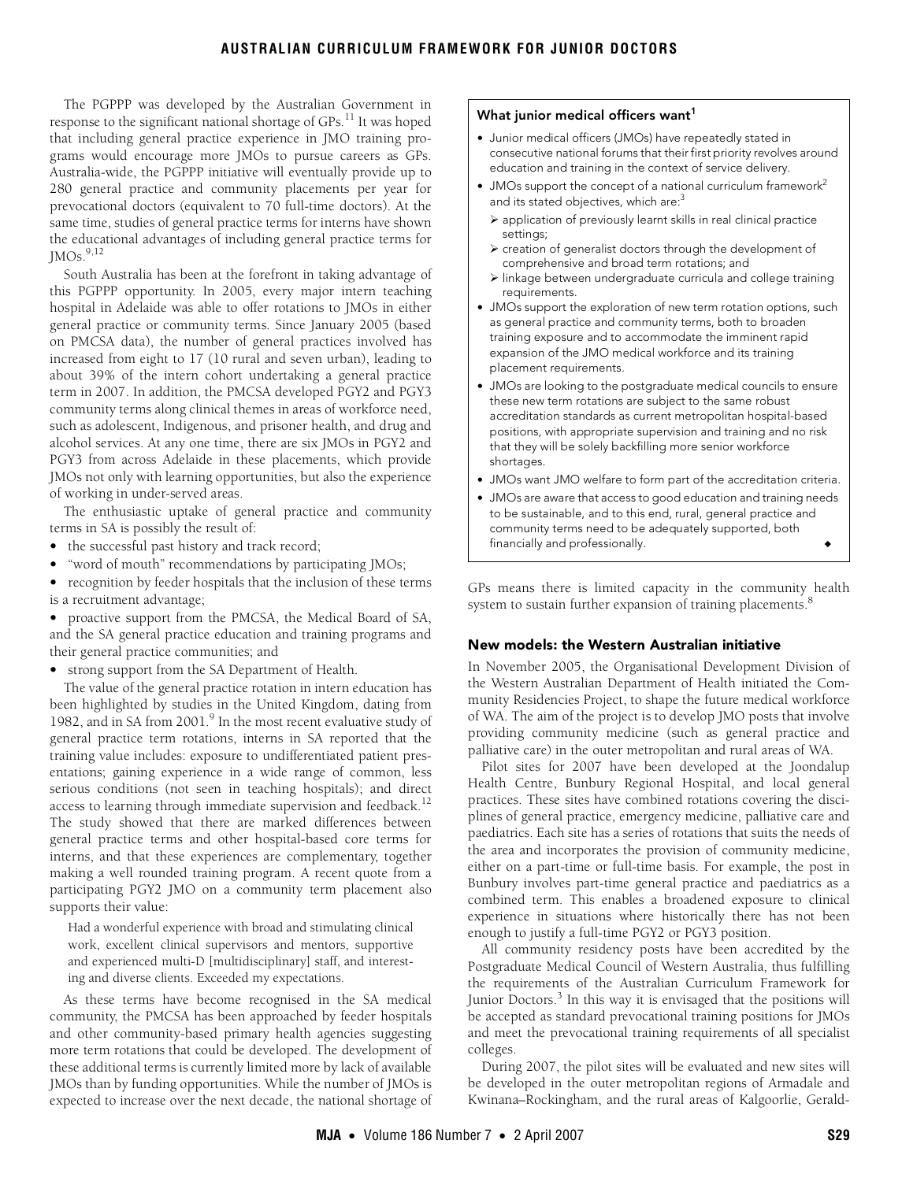The PGPPP was developed by the Australian Government in response to the significant national shortage of GPs.[11] It was hoped that including general practice experience in JMO training programs would encourage more JMOs to pursue careers as GPs. Australia-wide, the PGPPP initiative will eventually provide up to 280 general practice and community placements per year for prevocational doctors (equivalent to 70 full-time doctors). At the same time, studies of general practice terms for interns have shown the educational advantages of including general practice terms for JMOs.[9,12]

South Australia has been at the forefront in taking advantage of this PGPPP opportunity. In 2005, every major intern teaching hospital in Adelaide was able to offer rotations to JMOs in either general practice or community terms. Since January 2005 (based on PMCSA data), the number of general practices involved has increased from eight to 17 (10 rural and seven urban), leading to about 39% of the intern cohort undertaking a general practice term in 2007. In addition, the PMCSA developed PGY2 and PGY3 community terms along clinical themes in areas of workforce need, such as adolescent, Indigenous, and prisoner health, and drug and alcohol services. At any one time, there are six JMOs in PGY2 and PGY3 from across Adelaide in these placements, which provide JMOs not only with learning opportunities, but also the experience of working in under-served areas.

The enthusiastic uptake of general practice and community terms in SA is possibly the result of:

- the successful past history and track record;
- "word of mouth" recommendations by participating JMOs;
- recognition by feeder hospitals that the inclusion of these terms is a recruitment advantage;
- proactive support from the PMCSA, the Medical Board of SA, and the SA general practice education and training programs and their general practice communities; and
- strong support from the SA Department of Health.

The value of the general practice rotation in intern education has been highlighted by studies in the United Kingdom, dating from 1982, and in SA from 2001.[9] In the most recent evaluative study of general practice term rotations, interns in SA reported that the training value includes: exposure to undifferentiated patient presentations; gaining experience in a wide range of common, less serious conditions (not seen in teaching hospitals); and direct access to learning through immediate supervision and feedback.[12] The study showed that there are marked differences between general practice terms and other hospital-based core terms for interns, and that these experiences are complementary, together making a well rounded training program. A recent quote from a participating PGY2 JMO on a community term placement also supports their value:

> Had a wonderful experience with broad and stimulating clinical work, excellent clinical supervisors and mentors, supportive and experienced multi-D [multidisciplinary] staff, and interesting and diverse clients. Exceeded my expectations.

As these terms have become recognised in the SA medical community, the PMCSA has been approached by feeder hospitals and other community-based primary health agencies suggesting more term rotations that could be developed. The development of these additional terms is currently limited more by lack of available JMOs than by funding opportunities. While the number of JMOs is expected to increase over the next decade, the national shortage of GPs means there is limited capacity in the community health system to sustain further expansion of training placements.[8]

### What junior medical officers want[1]

- Junior medical officers (JMOs) have repeatedly stated in consecutive national forums that their first priority revolves around education and training in the context of service delivery.
- JMOs support the concept of a national curriculum framework[2] and its stated objectives, which are:[3]
  - application of previously learnt skills in real clinical practice settings;
  - creation of generalist doctors through the development of comprehensive and broad term rotations; and
  - linkage between undergraduate curricula and college training requirements.
- JMOs support the exploration of new term rotation options, such as general practice and community terms, both to broaden training exposure and to accommodate the imminent rapid expansion of the JMO medical workforce and its training placement requirements.
- JMOs are looking to the postgraduate medical councils to ensure these new term rotations are subject to the same robust accreditation standards as current metropolitan hospital-based positions, with appropriate supervision and training and no risk that they will be solely backfilling more senior workforce shortages.
- JMOs want JMO welfare to form part of the accreditation criteria.
- JMOs are aware that access to good education and training needs to be sustainable, and to this end, rural, general practice and community terms need to be adequately supported, both financially and professionally. ◆

## New models: the Western Australian initiative

In November 2005, the Organisational Development Division of the Western Australian Department of Health initiated the Community Residencies Project, to shape the future medical workforce of WA. The aim of the project is to develop JMO posts that involve providing community medicine (such as general practice and palliative care) in the outer metropolitan and rural areas of WA.

Pilot sites for 2007 have been developed at the Joondalup Health Centre, Bunbury Regional Hospital, and local general practices. These sites have combined rotations covering the disciplines of general practice, emergency medicine, palliative care and paediatrics. Each site has a series of rotations that suits the needs of the area and incorporates the provision of community medicine, either on a part-time or full-time basis. For example, the post in Bunbury involves part-time general practice and paediatrics as a combined term. This enables a broadened exposure to clinical experience in situations where historically there has not been enough to justify a full-time PGY2 or PGY3 position.

All community residency posts have been accredited by the Postgraduate Medical Council of Western Australia, thus fulfilling the requirements of the Australian Curriculum Framework for Junior Doctors.[3] In this way it is envisaged that the positions will be accepted as standard prevocational training positions for JMOs and meet the prevocational training requirements of all specialist colleges.

During 2007, the pilot sites will be evaluated and new sites will be developed in the outer metropolitan regions of Armadale and Kwinana–Rockingham, and the rural areas of Kalgoorlie, Gerald-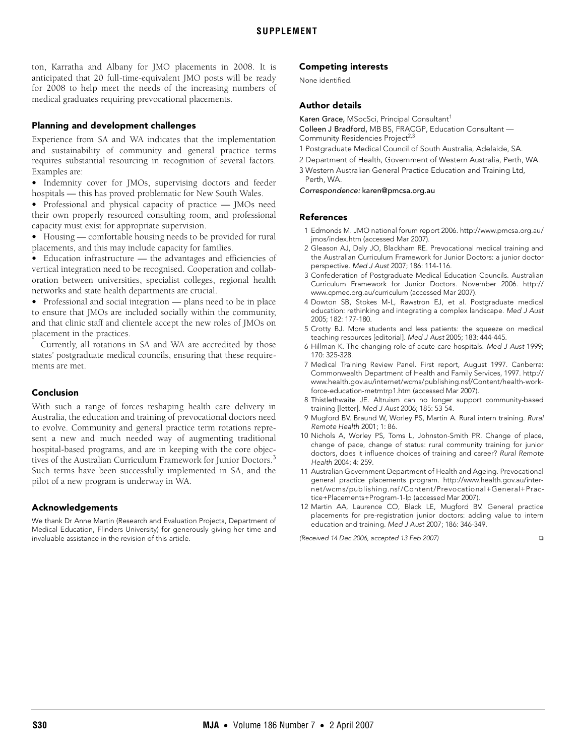ton, Karratha and Albany for JMO placements in 2008. It is anticipated that 20 full-time-equivalent JMO posts will be ready for 2008 to help meet the needs of the increasing numbers of medical graduates requiring prevocational placements.

## Planning and development challenges

Experience from SA and WA indicates that the implementation and sustainability of community and general practice terms requires substantial resourcing in recognition of several factors. Examples are:

- Indemnity cover for JMOs, supervising doctors and feeder hospitals — this has proved problematic for New South Wales.
- Professional and physical capacity of practice — JMOs need their own properly resourced consulting room, and professional capacity must exist for appropriate supervision.
- Housing — comfortable housing needs to be provided for rural placements, and this may include capacity for families.
- Education infrastructure — the advantages and efficiencies of vertical integration need to be recognised. Cooperation and collaboration between universities, specialist colleges, regional health networks and state health departments are crucial.
- Professional and social integration — plans need to be in place to ensure that JMOs are included socially within the community, and that clinic staff and clientele accept the new roles of JMOs on placement in the practices.

Currently, all rotations in SA and WA are accredited by those states' postgraduate medical councils, ensuring that these requirements are met.

## Conclusion

With such a range of forces reshaping health care delivery in Australia, the education and training of prevocational doctors need to evolve. Community and general practice term rotations represent a new and much needed way of augmenting traditional hospital-based programs, and are in keeping with the core objectives of the Australian Curriculum Framework for Junior Doctors.[3] Such terms have been successfully implemented in SA, and the pilot of a new program is underway in WA.

## Acknowledgements

We thank Dr Anne Martin (Research and Evaluation Projects, Department of Medical Education, Flinders University) for generously giving her time and invaluable assistance in the revision of this article.

## Competing interests

None identified.

## Author details

**Karen Grace,** MSocSci, Principal Consultant[1]
**Colleen J Bradford,** MB BS, FRACGP, Education Consultant — Community Residencies Project[2,3]

1 Postgraduate Medical Council of South Australia, Adelaide, SA.
2 Department of Health, Government of Western Australia, Perth, WA.
3 Western Australian General Practice Education and Training Ltd, Perth, WA.

*Correspondence:* karen@pmcsa.org.au

## References

1. Edmonds M. JMO national forum report 2006. http://www.pmcsa.org.au/jmos/index.htm (accessed Mar 2007).
2. Gleason AJ, Daly JO, Blackham RE. Prevocational medical training and the Australian Curriculum Framework for Junior Doctors: a junior doctor perspective. *Med J Aust* 2007; 186: 114-116.
3. Confederation of Postgraduate Medical Education Councils. Australian Curriculum Framework for Junior Doctors. November 2006. http://www.cpmec.org.au/curriculum (accessed Mar 2007).
4. Dowton SB, Stokes M-L, Rawstron EJ, et al. Postgraduate medical education: rethinking and integrating a complex landscape. *Med J Aust* 2005; 182: 177-180.
5. Crotty BJ. More students and less patients: the squeeze on medical teaching resources [editorial]. *Med J Aust* 2005; 183: 444-445.
6. Hillman K. The changing role of acute-care hospitals. *Med J Aust* 1999; 170: 325-328.
7. Medical Training Review Panel. First report, August 1997. Canberra: Commonwealth Department of Health and Family Services, 1997. http://www.health.gov.au/internet/wcms/publishing.nsf/Content/health-workforce-education-metmtrp1.htm (accessed Mar 2007).
8. Thistlethwaite JE. Altruism can no longer support community-based training [letter]. *Med J Aust* 2006; 185: 53-54.
9. Mugford BV, Braund W, Worley PS, Martin A. Rural intern training. *Rural Remote Health* 2001; 1: 86.
10. Nichols A, Worley PS, Toms L, Johnston-Smith PR. Change of place, change of pace, change of status: rural community training for junior doctors, does it influence choices of training and career? *Rural Remote Health* 2004; 4: 259.
11. Australian Government Department of Health and Ageing. Prevocational general practice placements program. http://www.health.gov.au/internet/wcms/publishing.nsf/Content/Prevocational+General+Practice+Placements+Program-1-lp (accessed Mar 2007).
12. Martin AA, Laurence CO, Black LE, Mugford BV. General practice placements for pre-registration junior doctors: adding value to intern education and training. *Med J Aust* 2007; 186: 346-349.

*(Received 14 Dec 2006, accepted 13 Feb 2007)*